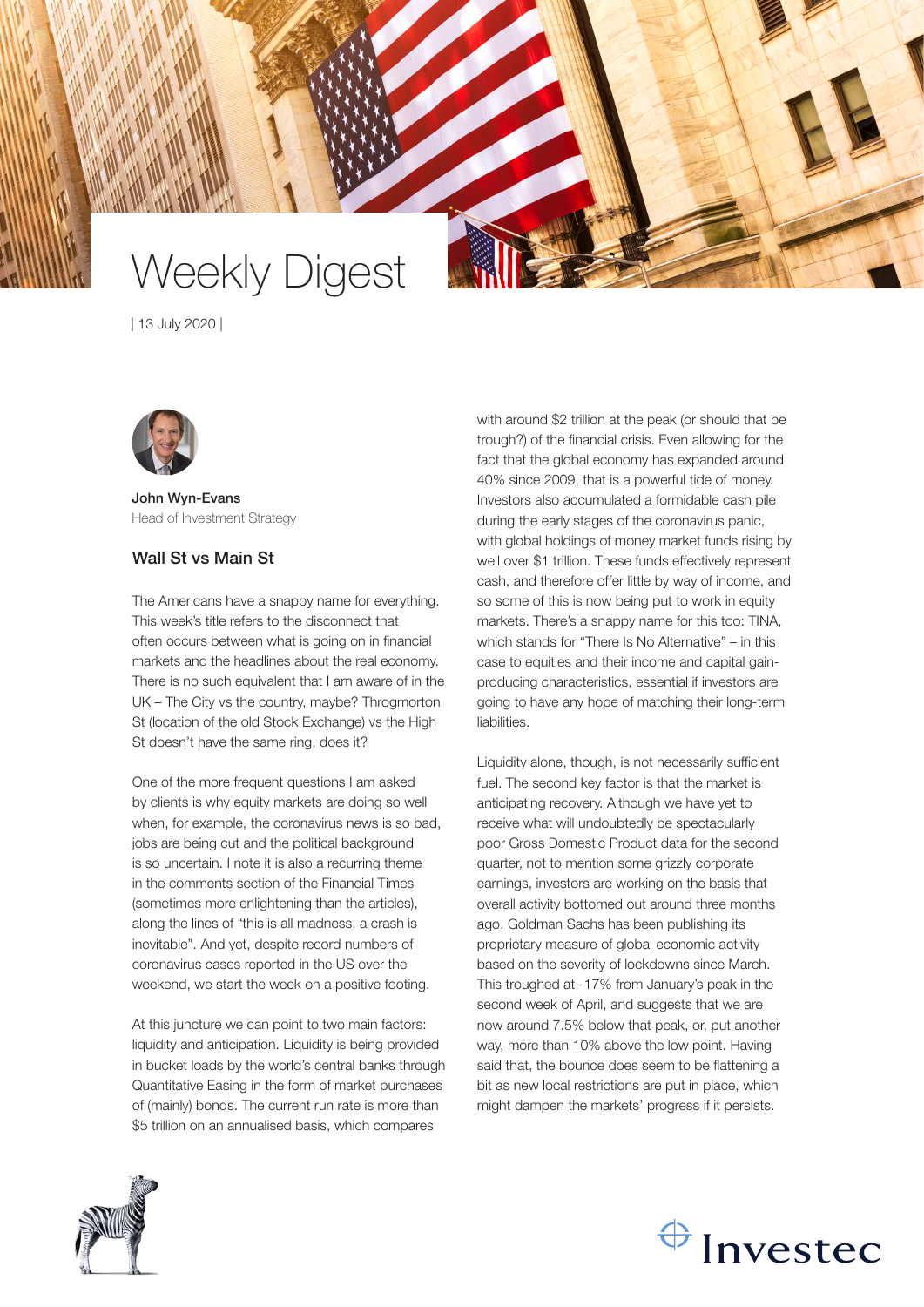# Weekly Digest

| 13 July 2020 |

**John Wyn-Evans**
Head of Investment Strategy

## Wall St vs Main St

The Americans have a snappy name for everything. This week's title refers to the disconnect that often occurs between what is going on in financial markets and the headlines about the real economy. There is no such equivalent that I am aware of in the UK – The City vs the country, maybe? Throgmorton St (location of the old Stock Exchange) vs the High St doesn't have the same ring, does it?

One of the more frequent questions I am asked by clients is why equity markets are doing so well when, for example, the coronavirus news is so bad, jobs are being cut and the political background is so uncertain. I note it is also a recurring theme in the comments section of the Financial Times (sometimes more enlightening than the articles), along the lines of "this is all madness, a crash is inevitable". And yet, despite record numbers of coronavirus cases reported in the US over the weekend, we start the week on a positive footing.

At this juncture we can point to two main factors: liquidity and anticipation. Liquidity is being provided in bucket loads by the world's central banks through Quantitative Easing in the form of market purchases of (mainly) bonds. The current run rate is more than $5 trillion on an annualised basis, which compares with around $2 trillion at the peak (or should that be trough?) of the financial crisis. Even allowing for the fact that the global economy has expanded around 40% since 2009, that is a powerful tide of money. Investors also accumulated a formidable cash pile during the early stages of the coronavirus panic, with global holdings of money market funds rising by well over $1 trillion. These funds effectively represent cash, and therefore offer little by way of income, and so some of this is now being put to work in equity markets. There's a snappy name for this too: TINA, which stands for "There Is No Alternative" – in this case to equities and their income and capital gain-producing characteristics, essential if investors are going to have any hope of matching their long-term liabilities.

Liquidity alone, though, is not necessarily sufficient fuel. The second key factor is that the market is anticipating recovery. Although we have yet to receive what will undoubtedly be spectacularly poor Gross Domestic Product data for the second quarter, not to mention some grizzly corporate earnings, investors are working on the basis that overall activity bottomed out around three months ago. Goldman Sachs has been publishing its proprietary measure of global economic activity based on the severity of lockdowns since March. This troughed at -17% from January's peak in the second week of April, and suggests that we are now around 7.5% below that peak, or, put another way, more than 10% above the low point. Having said that, the bounce does seem to be flattening a bit as new local restrictions are put in place, which might dampen the markets' progress if it persists.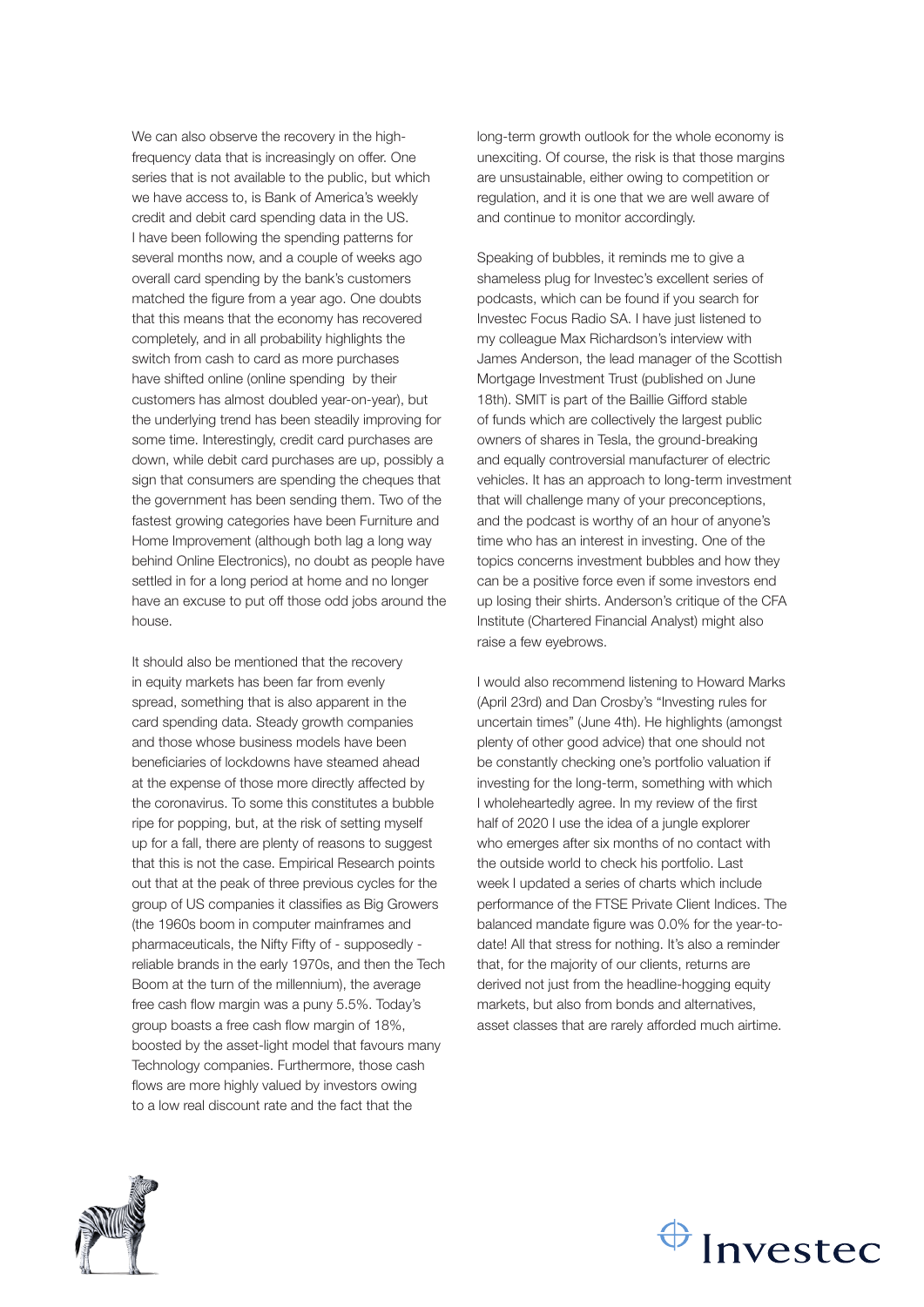We can also observe the recovery in the high-frequency data that is increasingly on offer. One series that is not available to the public, but which we have access to, is Bank of America's weekly credit and debit card spending data in the US. I have been following the spending patterns for several months now, and a couple of weeks ago overall card spending by the bank's customers matched the figure from a year ago. One doubts that this means that the economy has recovered completely, and in all probability highlights the switch from cash to card as more purchases have shifted online (online spending by their customers has almost doubled year-on-year), but the underlying trend has been steadily improving for some time. Interestingly, credit card purchases are down, while debit card purchases are up, possibly a sign that consumers are spending the cheques that the government has been sending them. Two of the fastest growing categories have been Furniture and Home Improvement (although both lag a long way behind Online Electronics), no doubt as people have settled in for a long period at home and no longer have an excuse to put off those odd jobs around the house.

It should also be mentioned that the recovery in equity markets has been far from evenly spread, something that is also apparent in the card spending data. Steady growth companies and those whose business models have been beneficiaries of lockdowns have steamed ahead at the expense of those more directly affected by the coronavirus. To some this constitutes a bubble ripe for popping, but, at the risk of setting myself up for a fall, there are plenty of reasons to suggest that this is not the case. Empirical Research points out that at the peak of three previous cycles for the group of US companies it classifies as Big Growers (the 1960s boom in computer mainframes and pharmaceuticals, the Nifty Fifty of - supposedly - reliable brands in the early 1970s, and then the Tech Boom at the turn of the millennium), the average free cash flow margin was a puny 5.5%. Today's group boasts a free cash flow margin of 18%, boosted by the asset-light model that favours many Technology companies. Furthermore, those cash flows are more highly valued by investors owing to a low real discount rate and the fact that the long-term growth outlook for the whole economy is unexciting. Of course, the risk is that those margins are unsustainable, either owing to competition or regulation, and it is one that we are well aware of and continue to monitor accordingly.

Speaking of bubbles, it reminds me to give a shameless plug for Investec's excellent series of podcasts, which can be found if you search for Investec Focus Radio SA. I have just listened to my colleague Max Richardson's interview with James Anderson, the lead manager of the Scottish Mortgage Investment Trust (published on June 18th). SMIT is part of the Baillie Gifford stable of funds which are collectively the largest public owners of shares in Tesla, the ground-breaking and equally controversial manufacturer of electric vehicles. It has an approach to long-term investment that will challenge many of your preconceptions, and the podcast is worthy of an hour of anyone's time who has an interest in investing. One of the topics concerns investment bubbles and how they can be a positive force even if some investors end up losing their shirts. Anderson's critique of the CFA Institute (Chartered Financial Analyst) might also raise a few eyebrows.

I would also recommend listening to Howard Marks (April 23rd) and Dan Crosby's "Investing rules for uncertain times" (June 4th). He highlights (amongst plenty of other good advice) that one should not be constantly checking one's portfolio valuation if investing for the long-term, something with which I wholeheartedly agree. In my review of the first half of 2020 I use the idea of a jungle explorer who emerges after six months of no contact with the outside world to check his portfolio. Last week I updated a series of charts which include performance of the FTSE Private Client Indices. The balanced mandate figure was 0.0% for the year-to-date! All that stress for nothing. It's also a reminder that, for the majority of our clients, returns are derived not just from the headline-hogging equity markets, but also from bonds and alternatives, asset classes that are rarely afforded much airtime.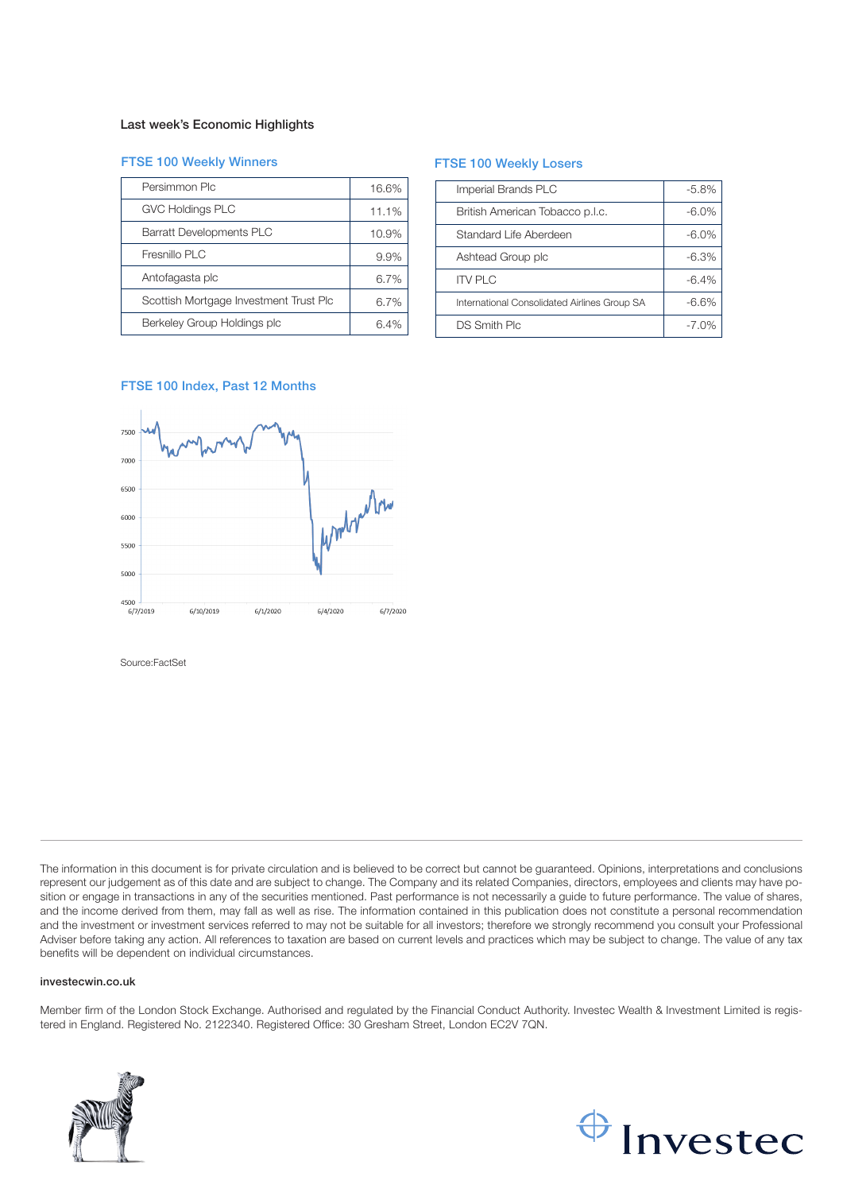### Last week's Economic Highlights

#### FTSE 100 Weekly Winners

| | |
|---|---|
| Persimmon Plc | 16.6% |
| GVC Holdings PLC | 11.1% |
| Barratt Developments PLC | 10.9% |
| Fresnillo PLC | 9.9% |
| Antofagasta plc | 6.7% |
| Scottish Mortgage Investment Trust Plc | 6.7% |
| Berkeley Group Holdings plc | 6.4% |

#### FTSE 100 Weekly Losers

| | |
|---|---|
| Imperial Brands PLC | -5.8% |
| British American Tobacco p.l.c. | -6.0% |
| Standard Life Aberdeen | -6.0% |
| Ashtead Group plc | -6.3% |
| ITV PLC | -6.4% |
| International Consolidated Airlines Group SA | -6.6% |
| DS Smith Plc | -7.0% |

#### FTSE 100 Index, Past 12 Months

7500
7000
6500
6000
5500
5000
4500
6/7/2019
6/10/2019
6/1/2020
6/4/2020
6/7/2020

Source:FactSet

---

The information in this document is for private circulation and is believed to be correct but cannot be guaranteed. Opinions, interpretations and conclusions represent our judgement as of this date and are subject to change. The Company and its related Companies, directors, employees and clients may have position or engage in transactions in any of the securities mentioned. Past performance is not necessarily a guide to future performance. The value of shares, and the income derived from them, may fall as well as rise. The information contained in this publication does not constitute a personal recommendation and the investment or investment services referred to may not be suitable for all investors; therefore we strongly recommend you consult your Professional Adviser before taking any action. All references to taxation are based on current levels and practices which may be subject to change. The value of any tax benefits will be dependent on individual circumstances.

investecwin.co.uk

Member firm of the London Stock Exchange. Authorised and regulated by the Financial Conduct Authority. Investec Wealth & Investment Limited is registered in England. Registered No. 2122340. Registered Office: 30 Gresham Street, London EC2V 7QN.

Investec